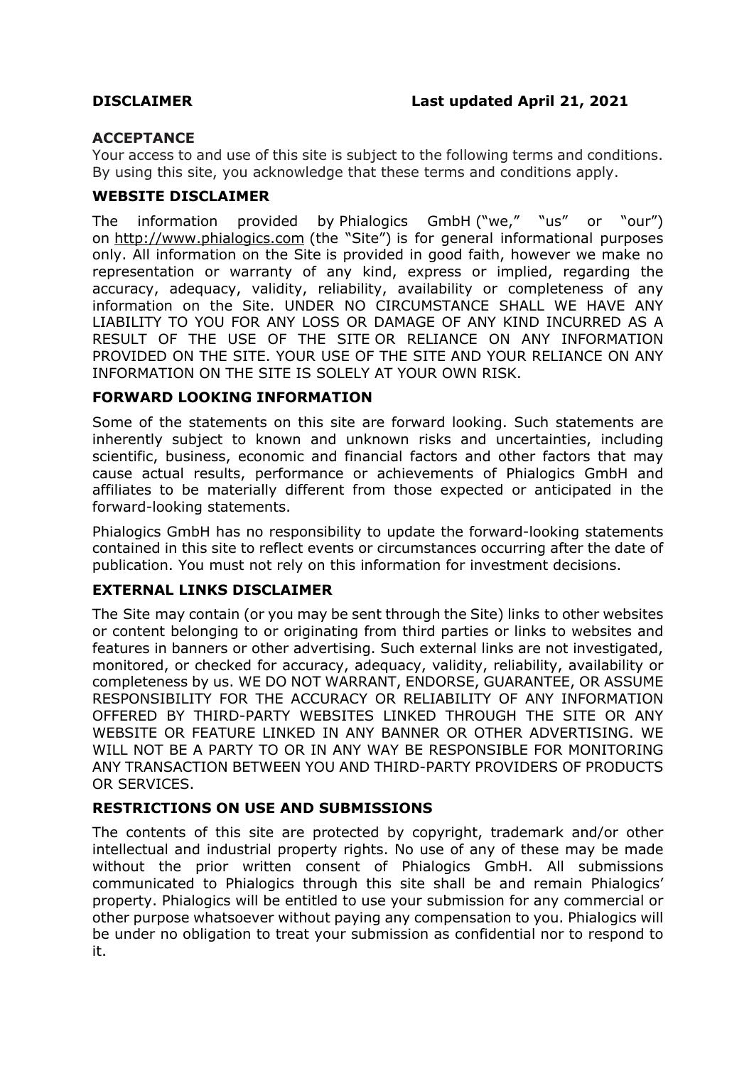**DISCLAIMER** **Last updated April 21, 2021**

## ACCEPTANCE

Your access to and use of this site is subject to the following terms and conditions. By using this site, you acknowledge that these terms and conditions apply.

## WEBSITE DISCLAIMER

The information provided by Phialogics GmbH ("we," "us" or "our") on http://www.phialogics.com (the "Site") is for general informational purposes only. All information on the Site is provided in good faith, however we make no representation or warranty of any kind, express or implied, regarding the accuracy, adequacy, validity, reliability, availability or completeness of any information on the Site. UNDER NO CIRCUMSTANCE SHALL WE HAVE ANY LIABILITY TO YOU FOR ANY LOSS OR DAMAGE OF ANY KIND INCURRED AS A RESULT OF THE USE OF THE SITE OR RELIANCE ON ANY INFORMATION PROVIDED ON THE SITE. YOUR USE OF THE SITE AND YOUR RELIANCE ON ANY INFORMATION ON THE SITE IS SOLELY AT YOUR OWN RISK.

## FORWARD LOOKING INFORMATION

Some of the statements on this site are forward looking. Such statements are inherently subject to known and unknown risks and uncertainties, including scientific, business, economic and financial factors and other factors that may cause actual results, performance or achievements of Phialogics GmbH and affiliates to be materially different from those expected or anticipated in the forward-looking statements.

Phialogics GmbH has no responsibility to update the forward-looking statements contained in this site to reflect events or circumstances occurring after the date of publication. You must not rely on this information for investment decisions.

## EXTERNAL LINKS DISCLAIMER

The Site may contain (or you may be sent through the Site) links to other websites or content belonging to or originating from third parties or links to websites and features in banners or other advertising. Such external links are not investigated, monitored, or checked for accuracy, adequacy, validity, reliability, availability or completeness by us. WE DO NOT WARRANT, ENDORSE, GUARANTEE, OR ASSUME RESPONSIBILITY FOR THE ACCURACY OR RELIABILITY OF ANY INFORMATION OFFERED BY THIRD-PARTY WEBSITES LINKED THROUGH THE SITE OR ANY WEBSITE OR FEATURE LINKED IN ANY BANNER OR OTHER ADVERTISING. WE WILL NOT BE A PARTY TO OR IN ANY WAY BE RESPONSIBLE FOR MONITORING ANY TRANSACTION BETWEEN YOU AND THIRD-PARTY PROVIDERS OF PRODUCTS OR SERVICES.

## RESTRICTIONS ON USE AND SUBMISSIONS

The contents of this site are protected by copyright, trademark and/or other intellectual and industrial property rights. No use of any of these may be made without the prior written consent of Phialogics GmbH. All submissions communicated to Phialogics through this site shall be and remain Phialogics' property. Phialogics will be entitled to use your submission for any commercial or other purpose whatsoever without paying any compensation to you. Phialogics will be under no obligation to treat your submission as confidential nor to respond to it.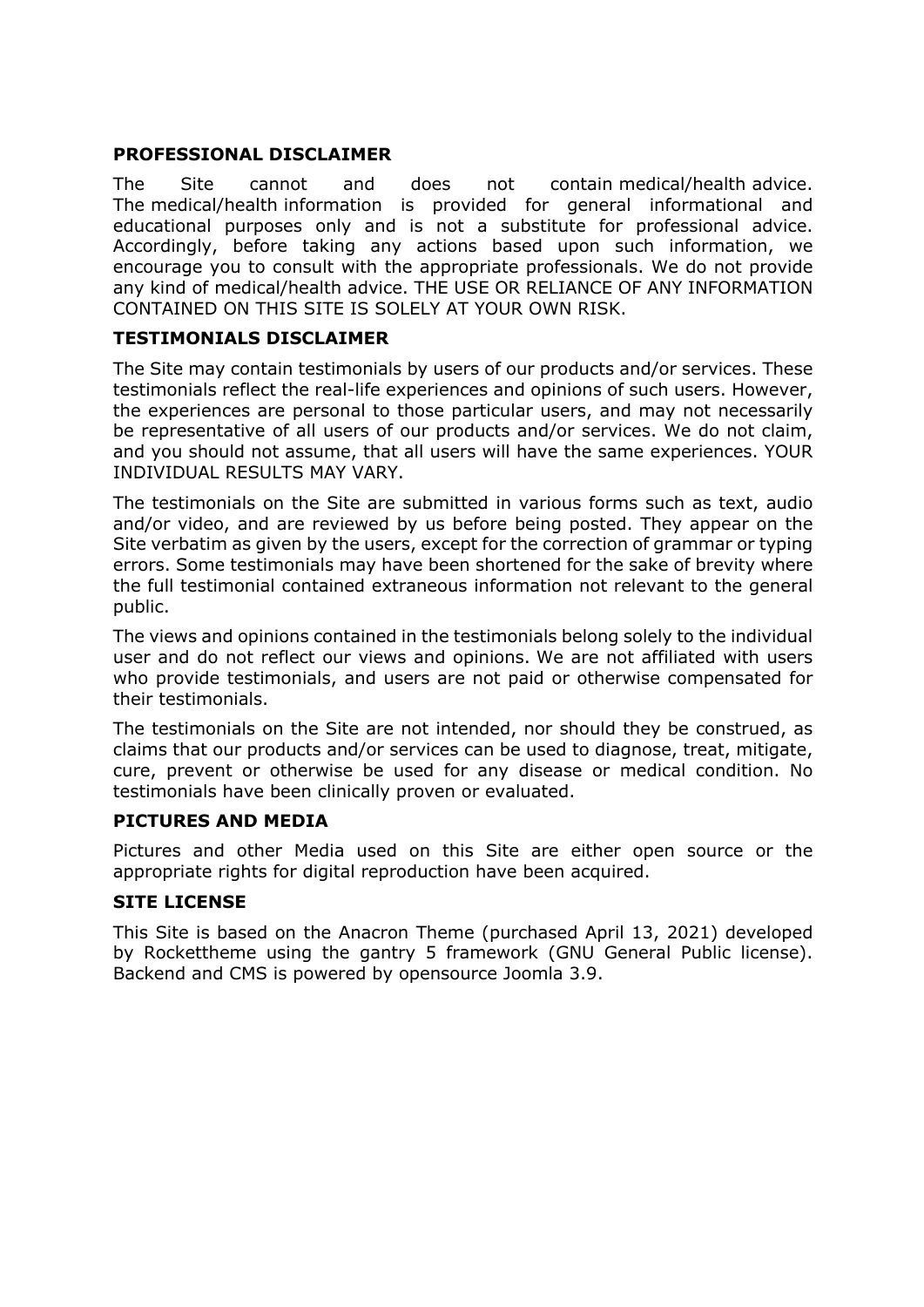**PROFESSIONAL DISCLAIMER**

The Site cannot and does not contain medical/health advice. The medical/health information is provided for general informational and educational purposes only and is not a substitute for professional advice. Accordingly, before taking any actions based upon such information, we encourage you to consult with the appropriate professionals. We do not provide any kind of medical/health advice. THE USE OR RELIANCE OF ANY INFORMATION CONTAINED ON THIS SITE IS SOLELY AT YOUR OWN RISK.

**TESTIMONIALS DISCLAIMER**

The Site may contain testimonials by users of our products and/or services. These testimonials reflect the real-life experiences and opinions of such users. However, the experiences are personal to those particular users, and may not necessarily be representative of all users of our products and/or services. We do not claim, and you should not assume, that all users will have the same experiences. YOUR INDIVIDUAL RESULTS MAY VARY.

The testimonials on the Site are submitted in various forms such as text, audio and/or video, and are reviewed by us before being posted. They appear on the Site verbatim as given by the users, except for the correction of grammar or typing errors. Some testimonials may have been shortened for the sake of brevity where the full testimonial contained extraneous information not relevant to the general public.

The views and opinions contained in the testimonials belong solely to the individual user and do not reflect our views and opinions. We are not affiliated with users who provide testimonials, and users are not paid or otherwise compensated for their testimonials.

The testimonials on the Site are not intended, nor should they be construed, as claims that our products and/or services can be used to diagnose, treat, mitigate, cure, prevent or otherwise be used for any disease or medical condition. No testimonials have been clinically proven or evaluated.

**PICTURES AND MEDIA**

Pictures and other Media used on this Site are either open source or the appropriate rights for digital reproduction have been acquired.

**SITE LICENSE**

This Site is based on the Anacron Theme (purchased April 13, 2021) developed by Rockettheme using the gantry 5 framework (GNU General Public license). Backend and CMS is powered by opensource Joomla 3.9.